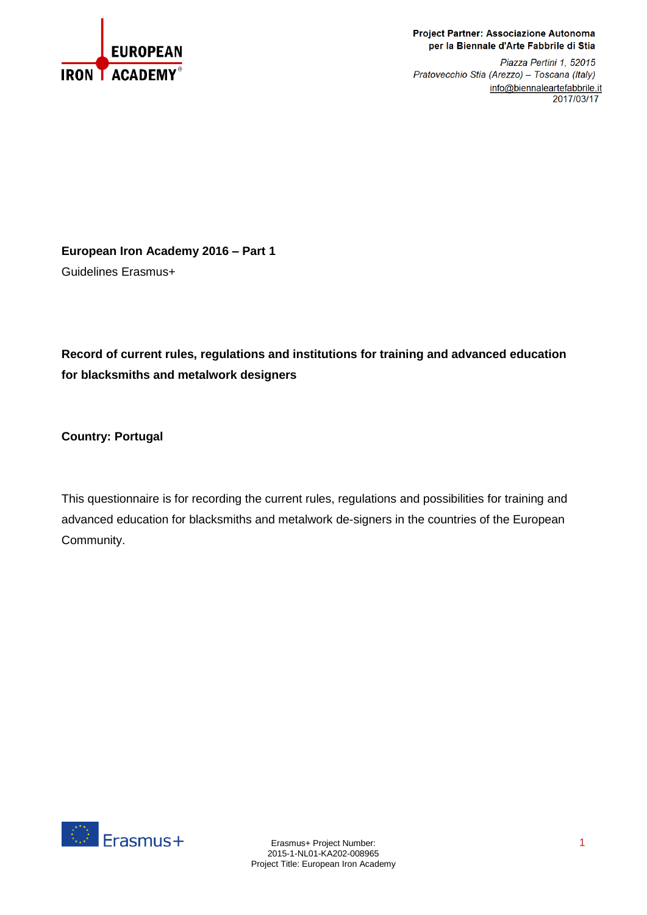**Project Partner: Associazione Autonoma per la Biennale d'Arte Fabbrile di Stia**

*Piazza Pertini 1, 52015*
*Pratovecchio Stia (Arezzo) – Toscana (Italy)*
info@biennaleartefabbrile.it
2017/03/17

**European Iron Academy 2016 – Part 1**

Guidelines Erasmus+

**Record of current rules, regulations and institutions for training and advanced education for blacksmiths and metalwork designers**

**Country: Portugal**

This questionnaire is for recording the current rules, regulations and possibilities for training and advanced education for blacksmiths and metalwork de-signers in the countries of the European Community.

Erasmus+ Project Number:
2015-1-NL01-KA202-008965
Project Title: European Iron Academy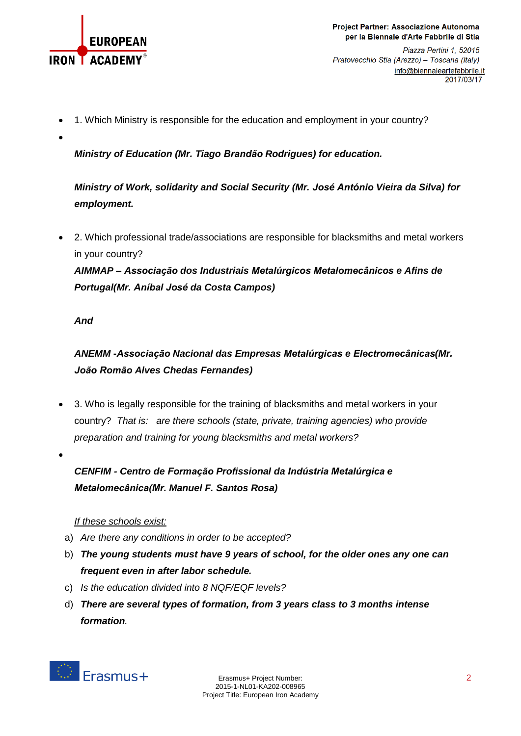- 1. Which Ministry is responsible for the education and employment in your country?
- **_Ministry of Education (Mr. Tiago Brandão Rodrigues) for education._**

  **_Ministry of Work, solidarity and Social Security (Mr. José António Vieira da Silva) for employment._**

- 2. Which professional trade/associations are responsible for blacksmiths and metal workers in your country?

  **_AIMMAP – Associação dos Industriais Metalúrgicos Metalomecânicos e Afins de Portugal(Mr. Aníbal José da Costa Campos)_**

  **_And_**

  **_ANEMM -Associação Nacional das Empresas Metalúrgicas e Electromecânicas(Mr. João Romão Alves Chedas Fernandes)_**

- 3. Who is legally responsible for the training of blacksmiths and metal workers in your country? *That is: are there schools (state, private, training agencies) who provide preparation and training for young blacksmiths and metal workers?*
- **_CENFIM - Centro de Formação Profissional da Indústria Metalúrgica e Metalomecânica(Mr. Manuel F. Santos Rosa)_**

  <u>*If these schools exist:*</u>

a) *Are there any conditions in order to be accepted?*
b) **_The young students must have 9 years of school, for the older ones any one can frequent even in after labor schedule._**
c) *Is the education divided into 8 NQF/EQF levels?*
d) **_There are several types of formation, from 3 years class to 3 months intense formation_**.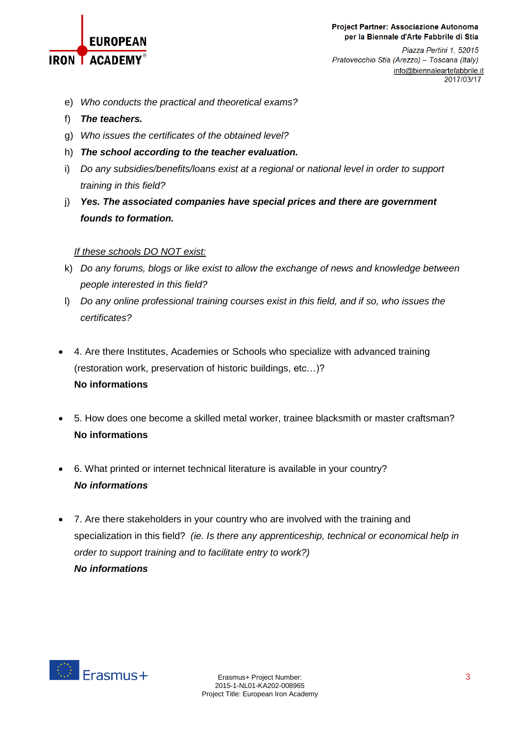e) *Who conducts the practical and theoretical exams?*

f) ***The teachers.***

g) *Who issues the certificates of the obtained level?*

h) ***The school according to the teacher evaluation.***

i) *Do any subsidies/benefits/loans exist at a regional or national level in order to support training in this field?*

j) ***Yes. The associated companies have special prices and there are government founds to formation.***

<u>*If these schools DO NOT exist:*</u>

k) *Do any forums, blogs or like exist to allow the exchange of news and knowledge between people interested in this field?*

l) *Do any online professional training courses exist in this field, and if so, who issues the certificates?*

- 4. Are there Institutes, Academies or Schools who specialize with advanced training (restoration work, preservation of historic buildings, etc…)?
  **No informations**

- 5. How does one become a skilled metal worker, trainee blacksmith or master craftsman?
  **No informations**

- 6. What printed or internet technical literature is available in your country?
  ***No informations***

- 7. Are there stakeholders in your country who are involved with the training and specialization in this field? *(ie. Is there any apprenticeship, technical or economical help in order to support training and to facilitate entry to work?)*
  ***No informations***